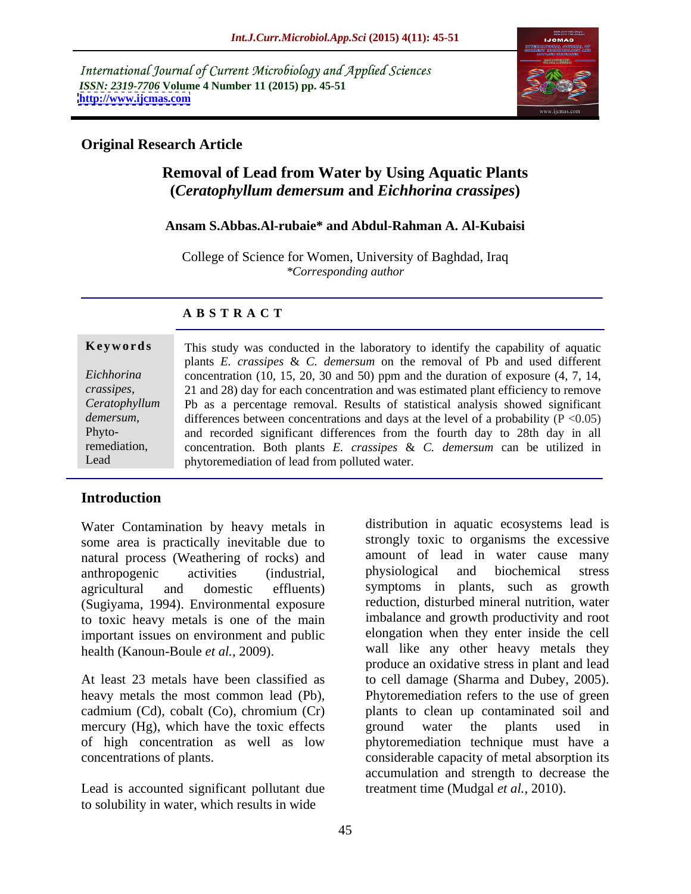International Journal of Current Microbiology and Applied Sciences
*ISSN: 2319-7706* **Volume 4 Number 11 (2015) pp. 45-51**
**http://www.ijcmas.com**

**Original Research Article**

# Removal of Lead from Water by Using Aquatic Plants (*Ceratophyllum demersum* and *Eichhorina crassipes*)

**Ansam S.Abbas.Al-rubaie\* and Abdul-Rahman A. Al-Kubaisi**

College of Science for Women, University of Baghdad, Iraq
*\*Corresponding author*

## ABSTRACT

**Keywords**

*Eichhorina crassipes*, *Ceratophyllum demersum*, Phyto-remediation, Lead

This study was conducted in the laboratory to identify the capability of aquatic plants *E. crassipes* & *C. demersum* on the removal of Pb and used different concentration (10, 15, 20, 30 and 50) ppm and the duration of exposure (4, 7, 14, 21 and 28) day for each concentration and was estimated plant efficiency to remove Pb as a percentage removal. Results of statistical analysis showed significant differences between concentrations and days at the level of a probability ($P < 0.05$) and recorded significant differences from the fourth day to 28th day in all concentration. Both plants *E. crassipes* & *C. demersum* can be utilized in phytoremediation of lead from polluted water.

## Introduction

Water Contamination by heavy metals in some area is practically inevitable due to natural process (Weathering of rocks) and anthropogenic activities (industrial, agricultural and domestic effluents) (Sugiyama, 1994). Environmental exposure to toxic heavy metals is one of the main important issues on environment and public health (Kanoun-Boule *et al.*, 2009).

At least 23 metals have been classified as heavy metals the most common lead (Pb), cadmium (Cd), cobalt (Co), chromium (Cr) mercury (Hg), which have the toxic effects of high concentration as well as low concentrations of plants.

Lead is accounted significant pollutant due to solubility in water, which results in wide distribution in aquatic ecosystems lead is strongly toxic to organisms the excessive amount of lead in water cause many physiological and biochemical stress symptoms in plants, such as growth reduction, disturbed mineral nutrition, water imbalance and growth productivity and root elongation when they enter inside the cell wall like any other heavy metals they produce an oxidative stress in plant and lead to cell damage (Sharma and Dubey, 2005). Phytoremediation refers to the use of green plants to clean up contaminated soil and ground water the plants used in phytoremediation technique must have a considerable capacity of metal absorption its accumulation and strength to decrease the treatment time (Mudgal *et al.*, 2010).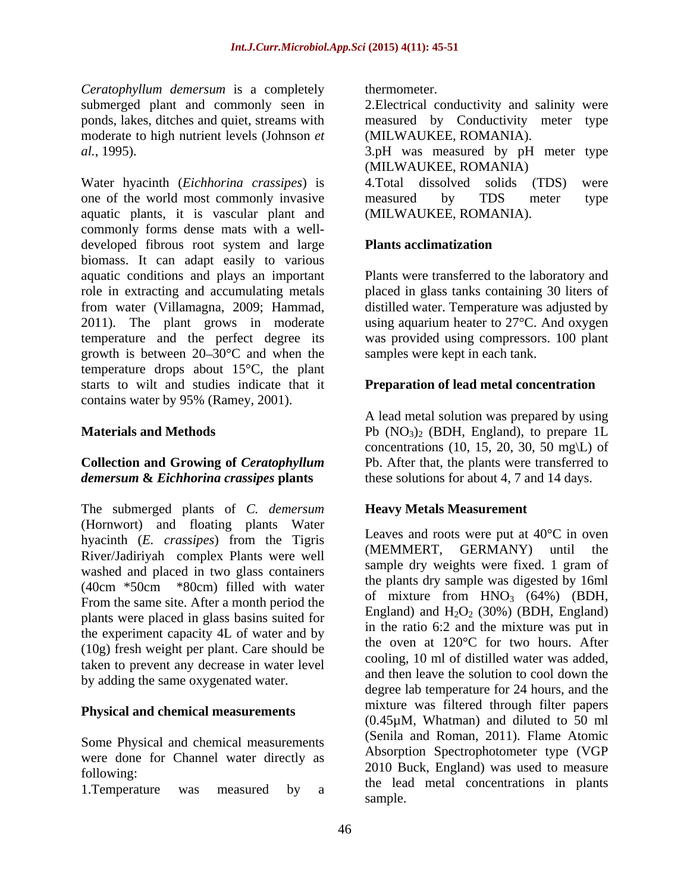*Ceratophyllum demersum* is a completely submerged plant and commonly seen in ponds, lakes, ditches and quiet, streams with moderate to high nutrient levels (Johnson *et al.*, 1995).

Water hyacinth (*Eichhorina crassipes*) is one of the world most commonly invasive aquatic plants, it is vascular plant and commonly forms dense mats with a well-developed fibrous root system and large biomass. It can adapt easily to various aquatic conditions and plays an important role in extracting and accumulating metals from water (Villamagna, 2009; Hammad, 2011). The plant grows in moderate temperature and the perfect degree its growth is between 20–30°C and when the temperature drops about 15°C, the plant starts to wilt and studies indicate that it contains water by 95% (Ramey, 2001).

## Materials and Methods

### Collection and Growing of *Ceratophyllum demersum* & *Eichhorina crassipes* plants

The submerged plants of *C. demersum* (Hornwort) and floating plants Water hyacinth (*E. crassipes*) from the Tigris River/Jadiriyah complex Plants were well washed and placed in two glass containers (40cm *50cm *80cm) filled with water From the same site. After a month period the plants were placed in glass basins suited for the experiment capacity 4L of water and by (10g) fresh weight per plant. Care should be taken to prevent any decrease in water level by adding the same oxygenated water.

### Physical and chemical measurements

Some Physical and chemical measurements were done for Channel water directly as following:

1.Temperature was measured by a thermometer.

2.Electrical conductivity and salinity were measured by Conductivity meter type (MILWAUKEE, ROMANIA).

3.pH was measured by pH meter type (MILWAUKEE, ROMANIA)

4.Total dissolved solids (TDS) were measured by TDS meter type (MILWAUKEE, ROMANIA).

### Plants acclimatization

Plants were transferred to the laboratory and placed in glass tanks containing 30 liters of distilled water. Temperature was adjusted by using aquarium heater to 27°C. And oxygen was provided using compressors. 100 plant samples were kept in each tank.

### Preparation of lead metal concentration

A lead metal solution was prepared by using $Pb(NO_3)_2$ (BDH, England), to prepare 1L concentrations (10, 15, 20, 30, 50 mg\L) of Pb. After that, the plants were transferred to these solutions for about 4, 7 and 14 days.

### Heavy Metals Measurement

Leaves and roots were put at 40°C in oven (MEMMERT, GERMANY) until the sample dry weights were fixed. 1 gram of the plants dry sample was digested by 16ml of mixture from $HNO_3$ (64%) (BDH, England) and $H_2O_2$ (30%) (BDH, England) in the ratio 6:2 and the mixture was put in the oven at 120°C for two hours. After cooling, 10 ml of distilled water was added, and then leave the solution to cool down the degree lab temperature for 24 hours, and the mixture was filtered through filter papers (0.45µM, Whatman) and diluted to 50 ml (Senila and Roman, 2011). Flame Atomic Absorption Spectrophotometer type (VGP 2010 Buck, England) was used to measure the lead metal concentrations in plants sample.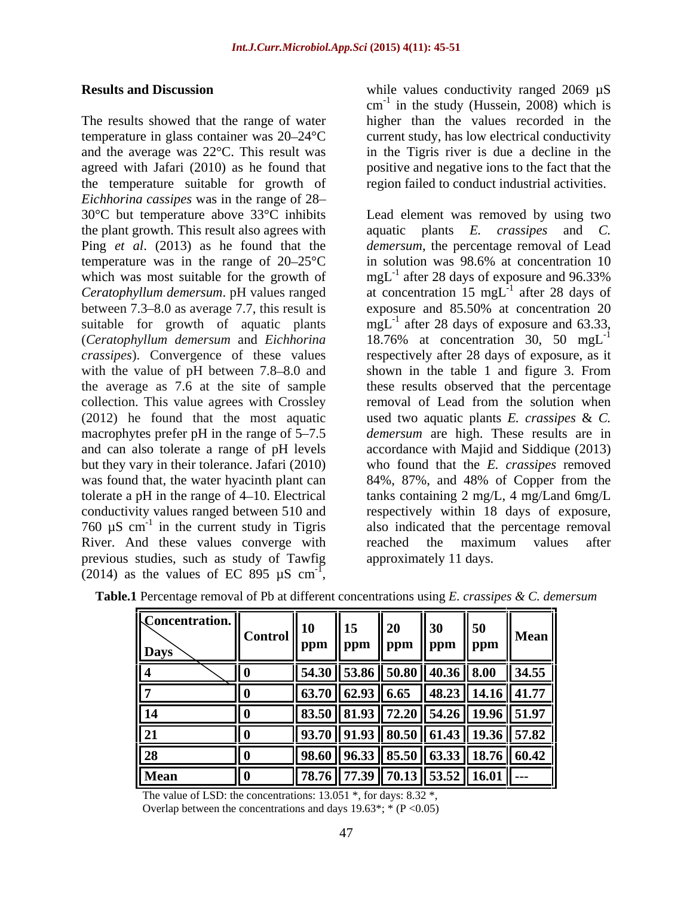## Results and Discussion

The results showed that the range of water temperature in glass container was 20–24°C and the average was 22°C. This result was agreed with Jafari (2010) as he found that the temperature suitable for growth of *Eichhorina cassipes* was in the range of 28–30°C but temperature above 33°C inhibits the plant growth. This result also agrees with Ping *et al*. (2013) as he found that the temperature was in the range of 20–25°C which was most suitable for the growth of *Ceratophyllum demersum*. pH values ranged between 7.3–8.0 as average 7.7, this result is suitable for growth of aquatic plants (*Ceratophyllum demersum* and *Eichhorina crassipes*). Convergence of these values with the value of pH between 7.8–8.0 and the average as 7.6 at the site of sample collection. This value agrees with Crossley (2012) he found that the most aquatic macrophytes prefer pH in the range of 5–7.5 and can also tolerate a range of pH levels but they vary in their tolerance. Jafari (2010) was found that, the water hyacinth plant can tolerate a pH in the range of 4–10. Electrical conductivity values ranged between 510 and 760 µS $cm^{-1}$ in the current study in Tigris River. And these values converge with previous studies, such as study of Tawfig (2014) as the values of EC 895 µS $cm^{-1}$, while values conductivity ranged 2069 µS $cm^{-1}$ in the study (Hussein, 2008) which is higher than the values recorded in the current study, has low electrical conductivity in the Tigris river is due a decline in the positive and negative ions to the fact that the region failed to conduct industrial activities.

Lead element was removed by using two aquatic plants *E. crassipes* and *C. demersum*, the percentage removal of Lead in solution was 98.6% at concentration 10 $mgL^{-1}$ after 28 days of exposure and 96.33% at concentration 15 $mgL^{-1}$ after 28 days of exposure and 85.50% at concentration 20 $mgL^{-1}$ after 28 days of exposure and 63.33, 18.76% at concentration 30, 50 $mgL^{-1}$ respectively after 28 days of exposure, as it shown in the table 1 and figure 3. From these results observed that the percentage removal of Lead from the solution when used two aquatic plants *E. crassipes* & *C. demersum* are high. These results are in accordance with Majid and Siddique (2013) who found that the *E. crassipes* removed 84%, 87%, and 48% of Copper from the tanks containing 2 mg/L, 4 mg/Land 6mg/L respectively within 18 days of exposure, also indicated that the percentage removal reached the maximum values after approximately 11 days.

**Table.1** Percentage removal of Pb at different concentrations using *E. crassipes* & *C. demersum*

| Concentration. / Days | Control | 10 ppm | 15 ppm | 20 ppm | 30 ppm | 50 ppm | Mean |
|---|---|---|---|---|---|---|---|
| 4 | 0 | 54.30 | 53.86 | 50.80 | 40.36 | 8.00 | 34.55 |
| 7 | 0 | 63.70 | 62.93 | 6.65 | 48.23 | 14.16 | 41.77 |
| 14 | 0 | 83.50 | 81.93 | 72.20 | 54.26 | 19.96 | 51.97 |
| 21 | 0 | 93.70 | 91.93 | 80.50 | 61.43 | 19.36 | 57.82 |
| 28 | 0 | 98.60 | 96.33 | 85.50 | 63.33 | 18.76 | 60.42 |
| Mean | 0 | 78.76 | 77.39 | 70.13 | 53.52 | 16.01 | --- |

The value of LSD: the concentrations: 13.051 *, for days: 8.32 *,
Overlap between the concentrations and days 19.63*; * ($P < 0.05$)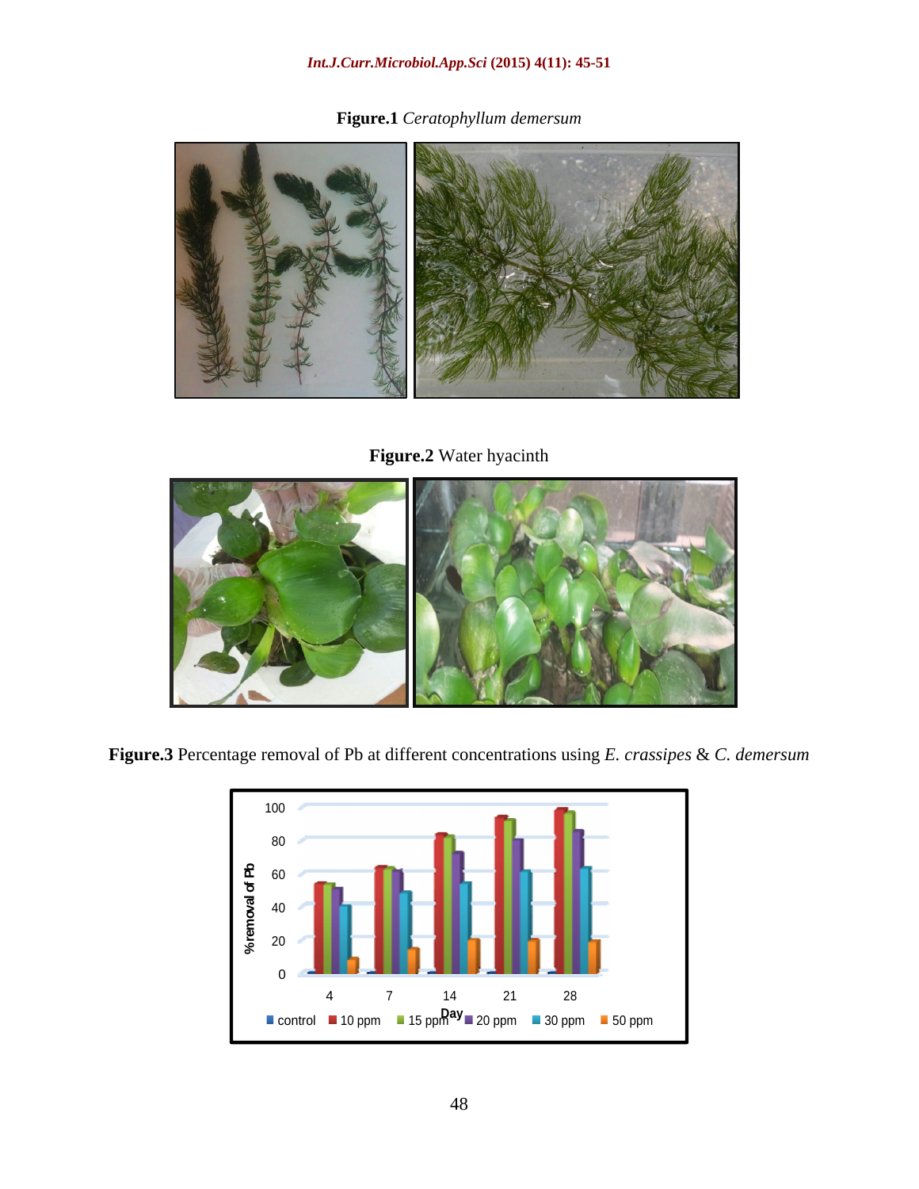**Figure.1** *Ceratophyllum demersum*

**Figure.2** Water hyacinth

**Figure.3** Percentage removal of Pb at different concentrations using *E. crassipes* & *C. demersum*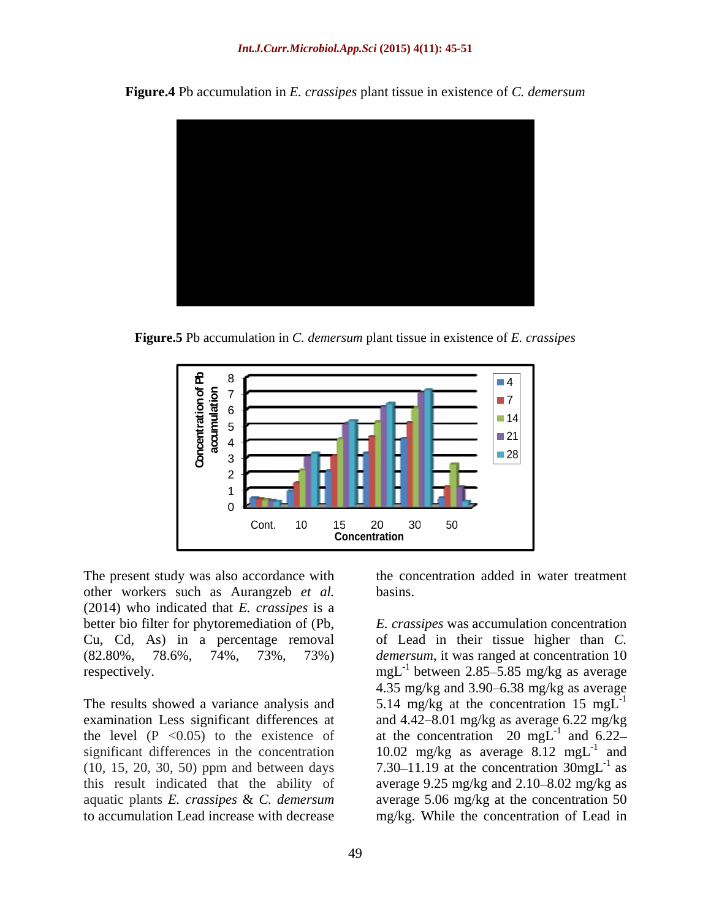**Figure.4** Pb accumulation in *E. crassipes* plant tissue in existence of *C. demersum*

**Figure.5** Pb accumulation in *C. demersum* plant tissue in existence of *E. crassipes*

The present study was also accordance with other workers such as Aurangzeb *et al.* (2014) who indicated that *E. crassipes* is a better bio filter for phytoremediation of (Pb, Cu, Cd, As) in a percentage removal (82.80%, 78.6%, 74%, 73%, 73%) respectively.

The results showed a variance analysis and examination Less significant differences at the level ($P < 0.05$) to the existence of significant differences in the concentration (10, 15, 20, 30, 50) ppm and between days this result indicated that the ability of aquatic plants *E. crassipes* & *C. demersum* to accumulation Lead increase with decrease the concentration added in water treatment basins.

*E. crassipes* was accumulation concentration of Lead in their tissue higher than *C. demersum*, it was ranged at concentration 10 $mgL^{-1}$ between 2.85–5.85 mg/kg as average 4.35 mg/kg and 3.90–6.38 mg/kg as average 5.14 mg/kg at the concentration 15 $mgL^{-1}$ and 4.42–8.01 mg/kg as average 6.22 mg/kg at the concentration 20 $mgL^{-1}$ and 6.22–10.02 mg/kg as average 8.12 $mgL^{-1}$ and 7.30–11.19 at the concentration 30$mgL^{-1}$ as average 9.25 mg/kg and 2.10–8.02 mg/kg as average 5.06 mg/kg at the concentration 50 mg/kg. While the concentration of Lead in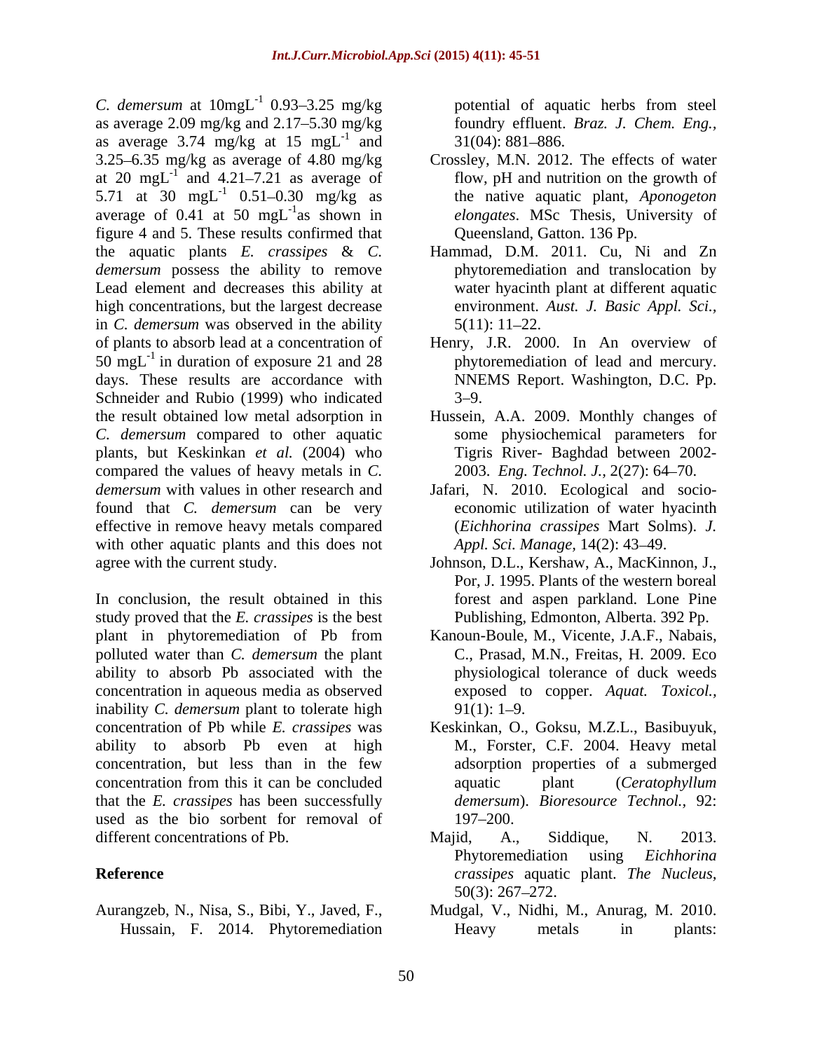*C. demersum* at 10mgL$^{-1}$ 0.93–3.25 mg/kg as average 2.09 mg/kg and 2.17–5.30 mg/kg as average 3.74 mg/kg at 15 mgL$^{-1}$ and 3.25–6.35 mg/kg as average of 4.80 mg/kg at 20 mgL$^{-1}$ and 4.21–7.21 as average of 5.71 at 30 mgL$^{-1}$ 0.51–0.30 mg/kg as average of 0.41 at 50 mgL$^{-1}$as shown in figure 4 and 5. These results confirmed that the aquatic plants *E. crassipes* & *C. demersum* possess the ability to remove Lead element and decreases this ability at high concentrations, but the largest decrease in *C. demersum* was observed in the ability of plants to absorb lead at a concentration of 50 mgL$^{-1}$ in duration of exposure 21 and 28 days. These results are accordance with Schneider and Rubio (1999) who indicated the result obtained low metal adsorption in *C. demersum* compared to other aquatic plants, but Keskinkan *et al.* (2004) who compared the values of heavy metals in *C. demersum* with values in other research and found that *C. demersum* can be very effective in remove heavy metals compared with other aquatic plants and this does not agree with the current study.

In conclusion, the result obtained in this study proved that the *E. crassipes* is the best plant in phytoremediation of Pb from polluted water than *C. demersum* the plant ability to absorb Pb associated with the concentration in aqueous media as observed inability *C. demersum* plant to tolerate high concentration of Pb while *E. crassipes* was ability to absorb Pb even at high concentration, but less than in the few concentration from this it can be concluded that the *E. crassipes* has been successfully used as the bio sorbent for removal of different concentrations of Pb.

## Reference

Aurangzeb, N., Nisa, S., Bibi, Y., Javed, F., Hussain, F. 2014. Phytoremediation potential of aquatic herbs from steel foundry effluent. *Braz. J. Chem. Eng.*, 31(04): 881–886.

Crossley, M.N. 2012. The effects of water flow, pH and nutrition on the growth of the native aquatic plant, *Aponogeton elongates*. MSc Thesis, University of Queensland, Gatton. 136 Pp.

Hammad, D.M. 2011. Cu, Ni and Zn phytoremediation and translocation by water hyacinth plant at different aquatic environment. *Aust. J. Basic Appl. Sci.,* 5(11): 11–22.

Henry, J.R. 2000. In An overview of phytoremediation of lead and mercury. NNEMS Report. Washington, D.C. Pp. 3–9.

Hussein, A.A. 2009. Monthly changes of some physiochemical parameters for Tigris River- Baghdad between 2002-2003. *Eng. Technol. J.,* 2(27): 64–70.

Jafari, N. 2010. Ecological and socio-economic utilization of water hyacinth (*Eichhorina crassipes* Mart Solms). *J. Appl. Sci. Manage,* 14(2): 43–49.

Johnson, D.L., Kershaw, A., MacKinnon, J., Por, J. 1995. Plants of the western boreal forest and aspen parkland. Lone Pine Publishing, Edmonton, Alberta. 392 Pp.

Kanoun-Boule, M., Vicente, J.A.F., Nabais, C., Prasad, M.N., Freitas, H. 2009. Eco physiological tolerance of duck weeds exposed to copper. *Aquat. Toxicol.,* 91(1): 1–9.

Keskinkan, O., Goksu, M.Z.L., Basibuyuk, M., Forster, C.F. 2004. Heavy metal adsorption properties of a submerged aquatic plant (*Ceratophyllum demersum*). *Bioresource Technol.,* 92: 197–200.

Majid, A., Siddique, N. 2013. Phytoremediation using *Eichhorina crassipes* aquatic plant. *The Nucleus,* 50(3): 267–272.

Mudgal, V., Nidhi, M., Anurag, M. 2010. Heavy metals in plants: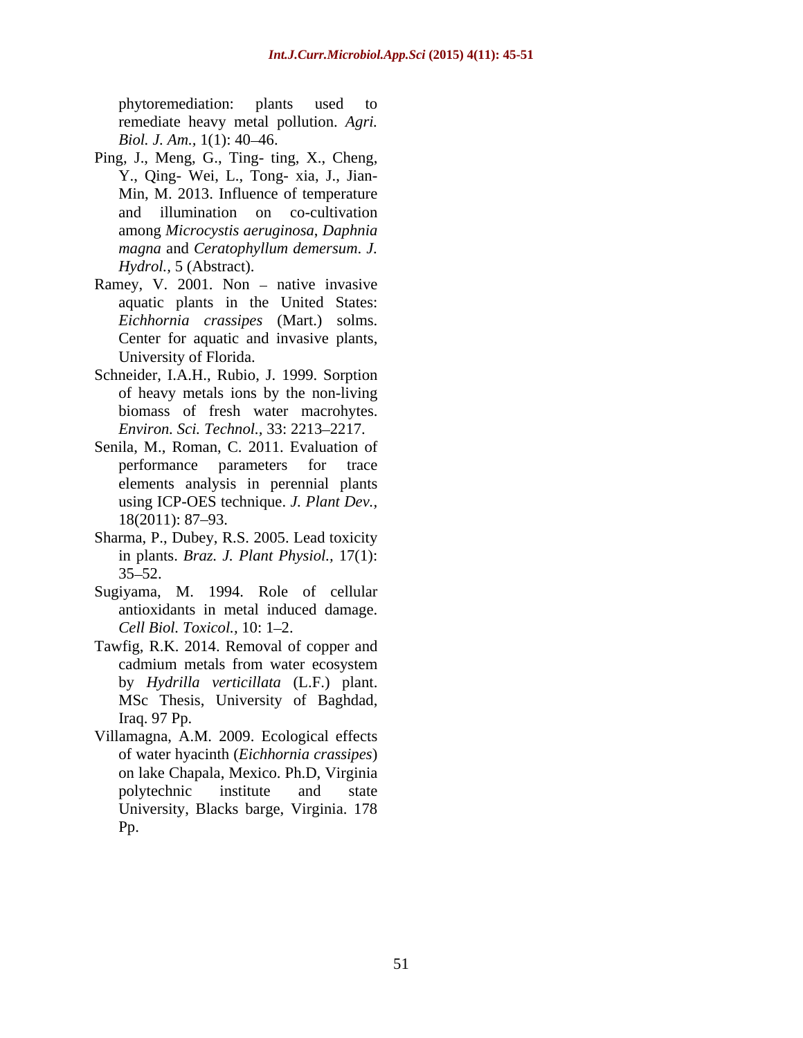phytoremediation: plants used to remediate heavy metal pollution. *Agri. Biol. J. Am.,* 1(1): 40–46.

Ping, J., Meng, G., Ting- ting, X., Cheng, Y., Qing- Wei, L., Tong- xia, J., Jian-Min, M. 2013. Influence of temperature and illumination on co-cultivation among *Microcystis aeruginosa*, *Daphnia magna* and *Ceratophyllum demersum*. *J. Hydrol.,* 5 (Abstract).

Ramey, V. 2001. Non – native invasive aquatic plants in the United States: *Eichhornia crassipes* (Mart.) solms. Center for aquatic and invasive plants, University of Florida.

Schneider, I.A.H., Rubio, J. 1999. Sorption of heavy metals ions by the non-living biomass of fresh water macrohytes. *Environ. Sci. Technol.,* 33: 2213–2217.

Senila, M., Roman, C. 2011. Evaluation of performance parameters for trace elements analysis in perennial plants using ICP-OES technique. *J. Plant Dev.,* 18(2011): 87–93.

Sharma, P., Dubey, R.S. 2005. Lead toxicity in plants. *Braz. J. Plant Physiol.,* 17(1): 35–52.

Sugiyama, M. 1994. Role of cellular antioxidants in metal induced damage. *Cell Biol. Toxicol.,* 10: 1–2.

Tawfig, R.K. 2014. Removal of copper and cadmium metals from water ecosystem by *Hydrilla verticillata* (L.F.) plant. MSc Thesis, University of Baghdad, Iraq. 97 Pp.

Villamagna, A.M. 2009. Ecological effects of water hyacinth (*Eichhornia crassipes*) on lake Chapala, Mexico. Ph.D, Virginia polytechnic institute and state University, Blacks barge, Virginia. 178 Pp.